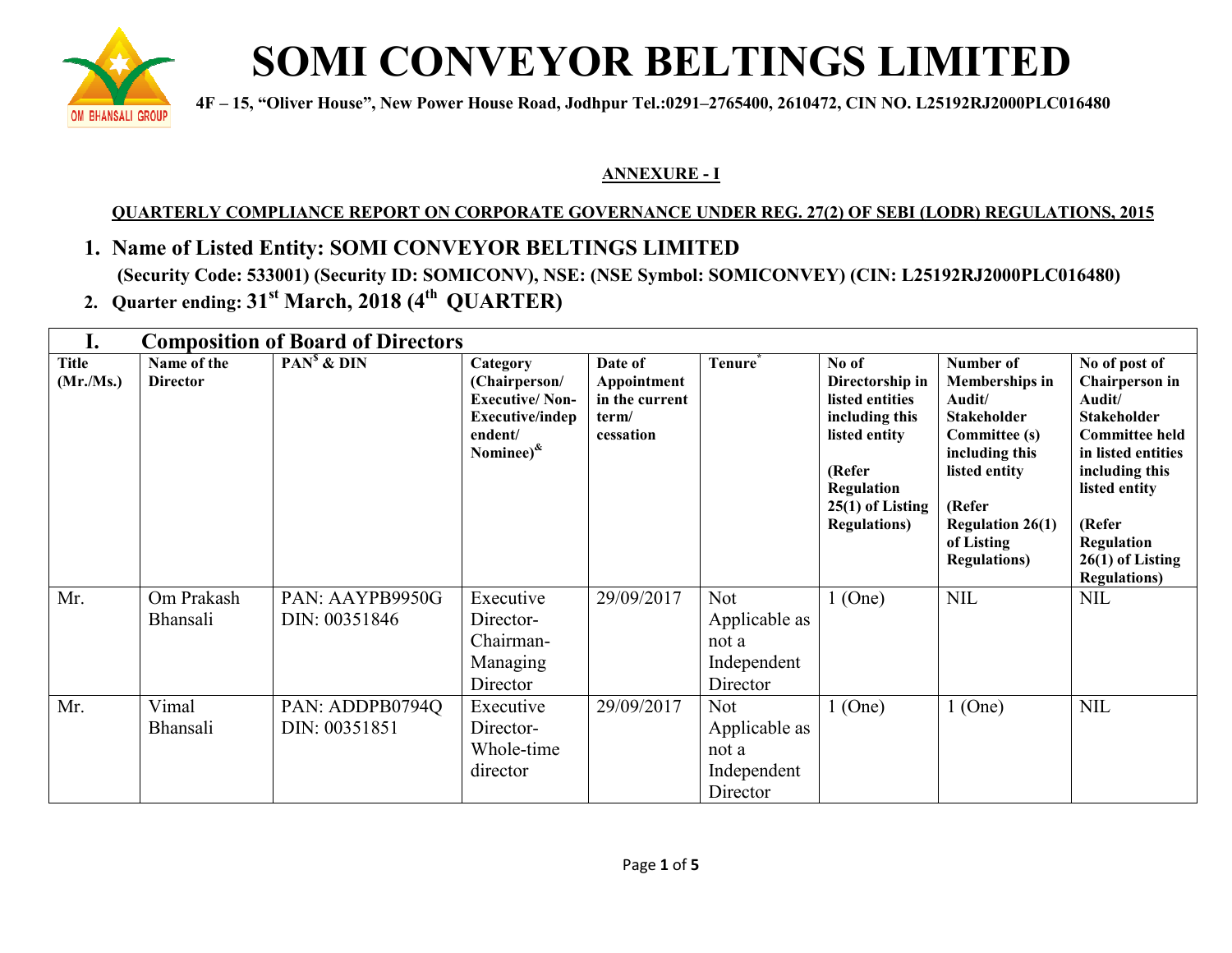# SOMI CONVEYOR BELTINGS LIMITED

**4F – 15, "Oliver House", New Power House Road, Jodhpur Tel.:0291–2765400, 2610472, CIN NO. L25192RJ2000PLC016480**

**ANNEXURE - I**

**QUARTERLY COMPLIANCE REPORT ON CORPORATE GOVERNANCE UNDER REG. 27(2) OF SEBI (LODR) REGULATIONS, 2015**

1. **Name of Listed Entity: SOMI CONVEYOR BELTINGS LIMITED**
   **(Security Code: 533001) (Security ID: SOMICONV), NSE: (NSE Symbol: SOMICONVEY) (CIN: L25192RJ2000PLC016480)**
2. **Quarter ending: 31st March, 2018 (4th QUARTER)**

## I. Composition of Board of Directors

| Title (Mr./Ms.) | Name of the Director | PAN$ & DIN | Category (Chairperson/ Executive/ Non-Executive/independent/ Nominee)& | Date of Appointment in the current term/ cessation | Tenure* | No of Directorship in listed entities including this listed entity (Refer Regulation 25(1) of Listing Regulations) | Number of Memberships in Audit/ Stakeholder Committee (s) including this listed entity (Refer Regulation 26(1) of Listing Regulations) | No of post of Chairperson in Audit/ Stakeholder Committee held in listed entities including this listed entity (Refer Regulation 26(1) of Listing Regulations) |
|---|---|---|---|---|---|---|---|---|
| Mr. | Om Prakash Bhansali | PAN: AAYPB9950G DIN: 00351846 | Executive Director-Chairman-Managing Director | 29/09/2017 | Not Applicable as not a Independent Director | 1 (One) | NIL | NIL |
| Mr. | Vimal Bhansali | PAN: ADDPB0794Q DIN: 00351851 | Executive Director-Whole-time director | 29/09/2017 | Not Applicable as not a Independent Director | 1 (One) | 1 (One) | NIL |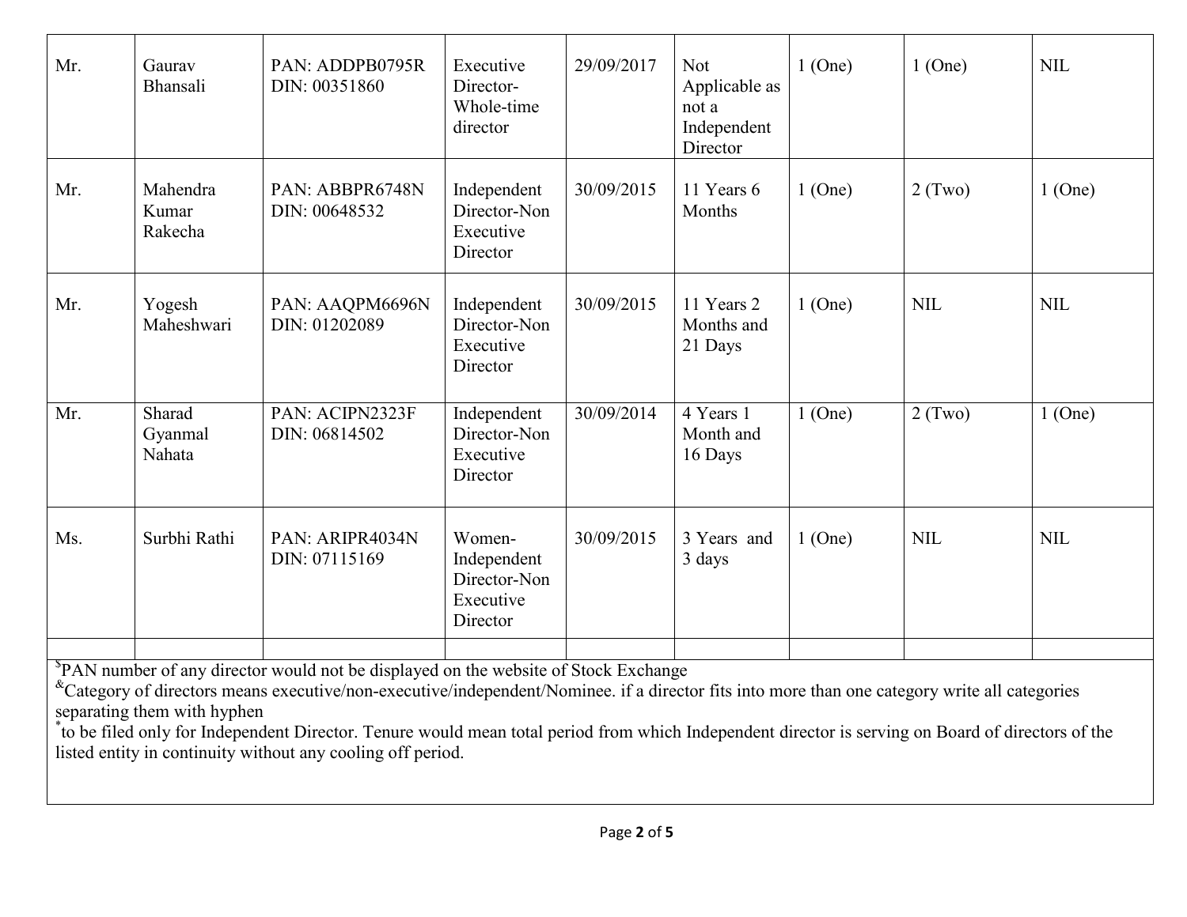| | | | | | | | | |
|---|---|---|---|---|---|---|---|---|
| Mr. | Gaurav Bhansali | PAN: ADDPB0795R DIN: 00351860 | Executive Director-Whole-time director | 29/09/2017 | Not Applicable as not a Independent Director | 1 (One) | 1 (One) | NIL |
| Mr. | Mahendra Kumar Rakecha | PAN: ABBPR6748N DIN: 00648532 | Independent Director-Non Executive Director | 30/09/2015 | 11 Years 6 Months | 1 (One) | 2 (Two) | 1 (One) |
| Mr. | Yogesh Maheshwari | PAN: AAQPM6696N DIN: 01202089 | Independent Director-Non Executive Director | 30/09/2015 | 11 Years 2 Months and 21 Days | 1 (One) | NIL | NIL |
| Mr. | Sharad Gyanmal Nahata | PAN: ACIPN2323F DIN: 06814502 | Independent Director-Non Executive Director | 30/09/2014 | 4 Years 1 Month and 16 Days | 1 (One) | 2 (Two) | 1 (One) |
| Ms. | Surbhi Rathi | PAN: ARIPR4034N DIN: 07115169 | Women-Independent Director-Non Executive Director | 30/09/2015 | 3 Years and 3 days | 1 (One) | NIL | NIL |
| | | | | | | | | |

[$]PAN number of any director would not be displayed on the website of Stock Exchange

[&]Category of directors means executive/non-executive/independent/Nominee. if a director fits into more than one category write all categories separating them with hyphen

[*]to be filed only for Independent Director. Tenure would mean total period from which Independent director is serving on Board of directors of the listed entity in continuity without any cooling off period.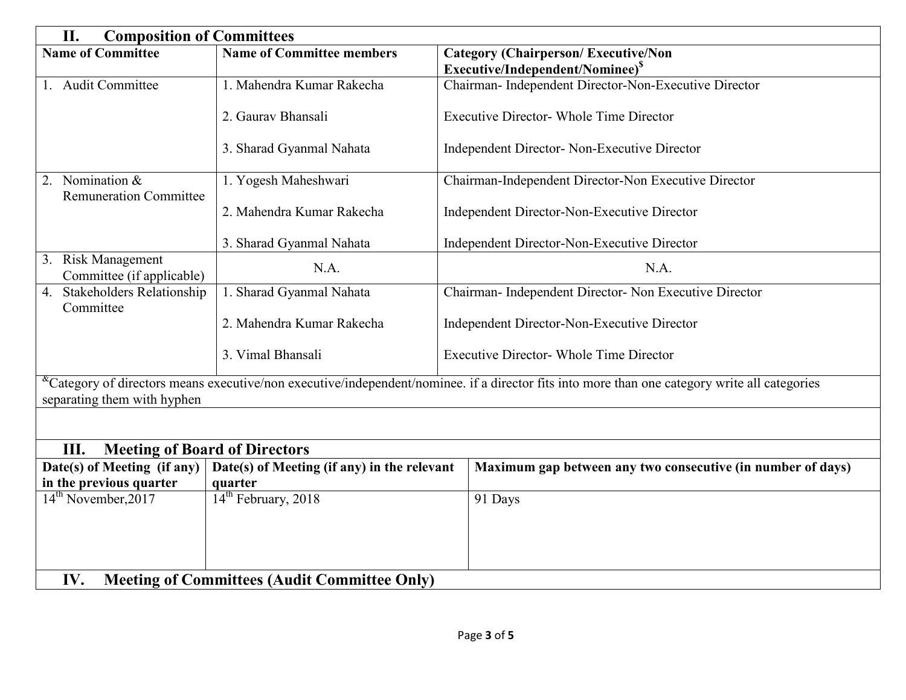## II. Composition of Committees

| Name of Committee | Name of Committee members | Category (Chairperson/ Executive/Non Executive/Independent/Nominee)[$] |
|---|---|---|
| 1. Audit Committee | 1. Mahendra Kumar Rakecha<br>2. Gaurav Bhansali<br>3. Sharad Gyanmal Nahata | Chairman- Independent Director-Non-Executive Director<br>Executive Director- Whole Time Director<br>Independent Director- Non-Executive Director |
| 2. Nomination & Remuneration Committee | 1. Yogesh Maheshwari<br>2. Mahendra Kumar Rakecha<br>3. Sharad Gyanmal Nahata | Chairman-Independent Director-Non Executive Director<br>Independent Director-Non-Executive Director<br>Independent Director-Non-Executive Director |
| 3. Risk Management Committee (if applicable) | N.A. | N.A. |
| 4. Stakeholders Relationship Committee | 1. Sharad Gyanmal Nahata<br>2. Mahendra Kumar Rakecha<br>3. Vimal Bhansali | Chairman- Independent Director- Non Executive Director<br>Independent Director-Non-Executive Director<br>Executive Director- Whole Time Director |

[&]Category of directors means executive/non executive/independent/nominee. if a director fits into more than one category write all categories separating them with hyphen

## III. Meeting of Board of Directors

| Date(s) of Meeting (if any) in the previous quarter | Date(s) of Meeting (if any) in the relevant quarter | Maximum gap between any two consecutive (in number of days) |
|---|---|---|
| 14th November,2017 | 14th February, 2018 | 91 Days |

## IV. Meeting of Committees (Audit Committee Only)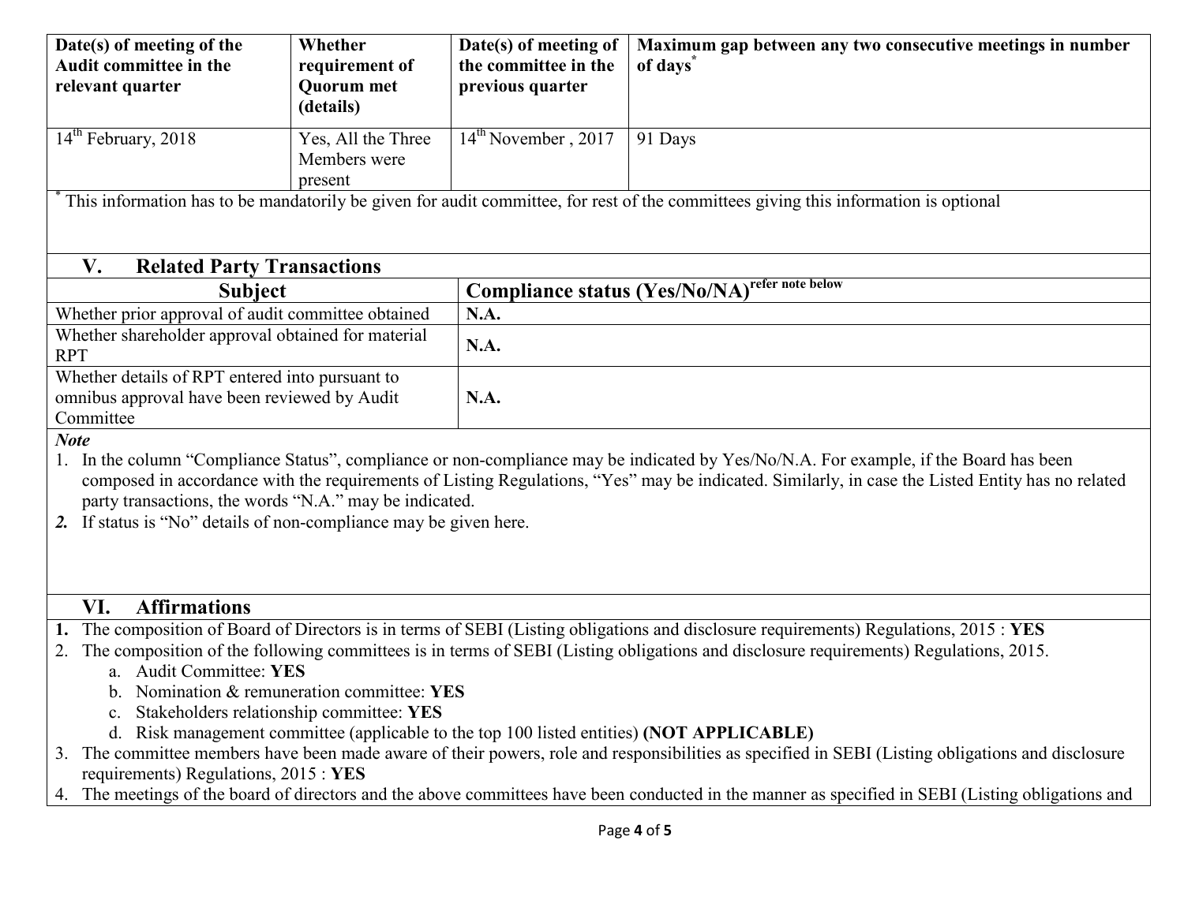| Date(s) of meeting of the Audit committee in the relevant quarter | Whether requirement of Quorum met (details) | Date(s) of meeting of the committee in the previous quarter | Maximum gap between any two consecutive meetings in number of days* |
|---|---|---|---|
| 14th February, 2018 | Yes, All the Three Members were present | 14th November , 2017 | 91 Days |

* This information has to be mandatorily be given for audit committee, for rest of the committees giving this information is optional

## V. Related Party Transactions

| Subject | Compliance status (Yes/No/NA) refer note below |
|---|---|
| Whether prior approval of audit committee obtained | **N.A.** |
| Whether shareholder approval obtained for material RPT | **N.A.** |
| Whether details of RPT entered into pursuant to omnibus approval have been reviewed by Audit Committee | **N.A.** |

***Note***

1. In the column "Compliance Status", compliance or non-compliance may be indicated by Yes/No/N.A. For example, if the Board has been composed in accordance with the requirements of Listing Regulations, "Yes" may be indicated. Similarly, in case the Listed Entity has no related party transactions, the words "N.A." may be indicated.
2. If status is "No" details of non-compliance may be given here.

## VI. Affirmations

1. The composition of Board of Directors is in terms of SEBI (Listing obligations and disclosure requirements) Regulations, 2015 : **YES**
2. The composition of the following committees is in terms of SEBI (Listing obligations and disclosure requirements) Regulations, 2015.
   a. Audit Committee: **YES**
   b. Nomination & remuneration committee: **YES**
   c. Stakeholders relationship committee: **YES**
   d. Risk management committee (applicable to the top 100 listed entities) **(NOT APPLICABLE)**
3. The committee members have been made aware of their powers, role and responsibilities as specified in SEBI (Listing obligations and disclosure requirements) Regulations, 2015 : **YES**
4. The meetings of the board of directors and the above committees have been conducted in the manner as specified in SEBI (Listing obligations and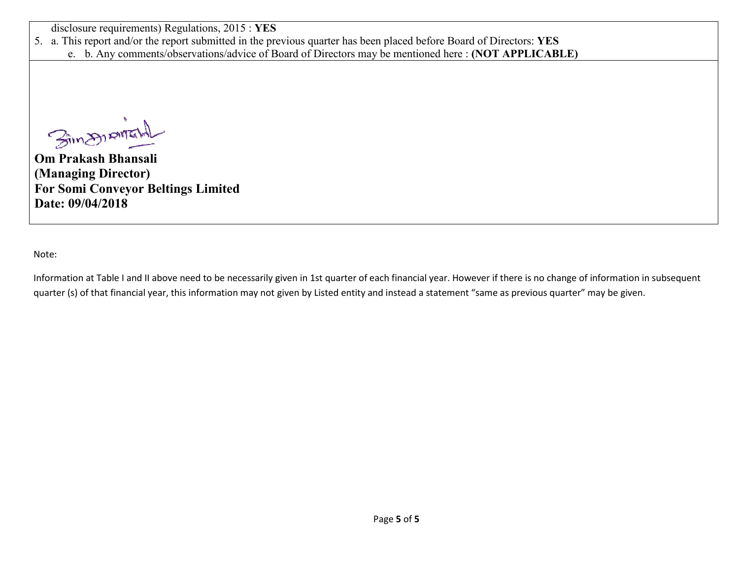disclosure requirements) Regulations, 2015 : **YES**

5. a. This report and/or the report submitted in the previous quarter has been placed before Board of Directors: **YES**
   e. b. Any comments/observations/advice of Board of Directors may be mentioned here : **(NOT APPLICABLE)**

**Om Prakash Bhansali**
**(Managing Director)**
**For Somi Conveyor Beltings Limited**
**Date: 09/04/2018**

Note:

Information at Table I and II above need to be necessarily given in 1st quarter of each financial year. However if there is no change of information in subsequent quarter (s) of that financial year, this information may not given by Listed entity and instead a statement "same as previous quarter" may be given.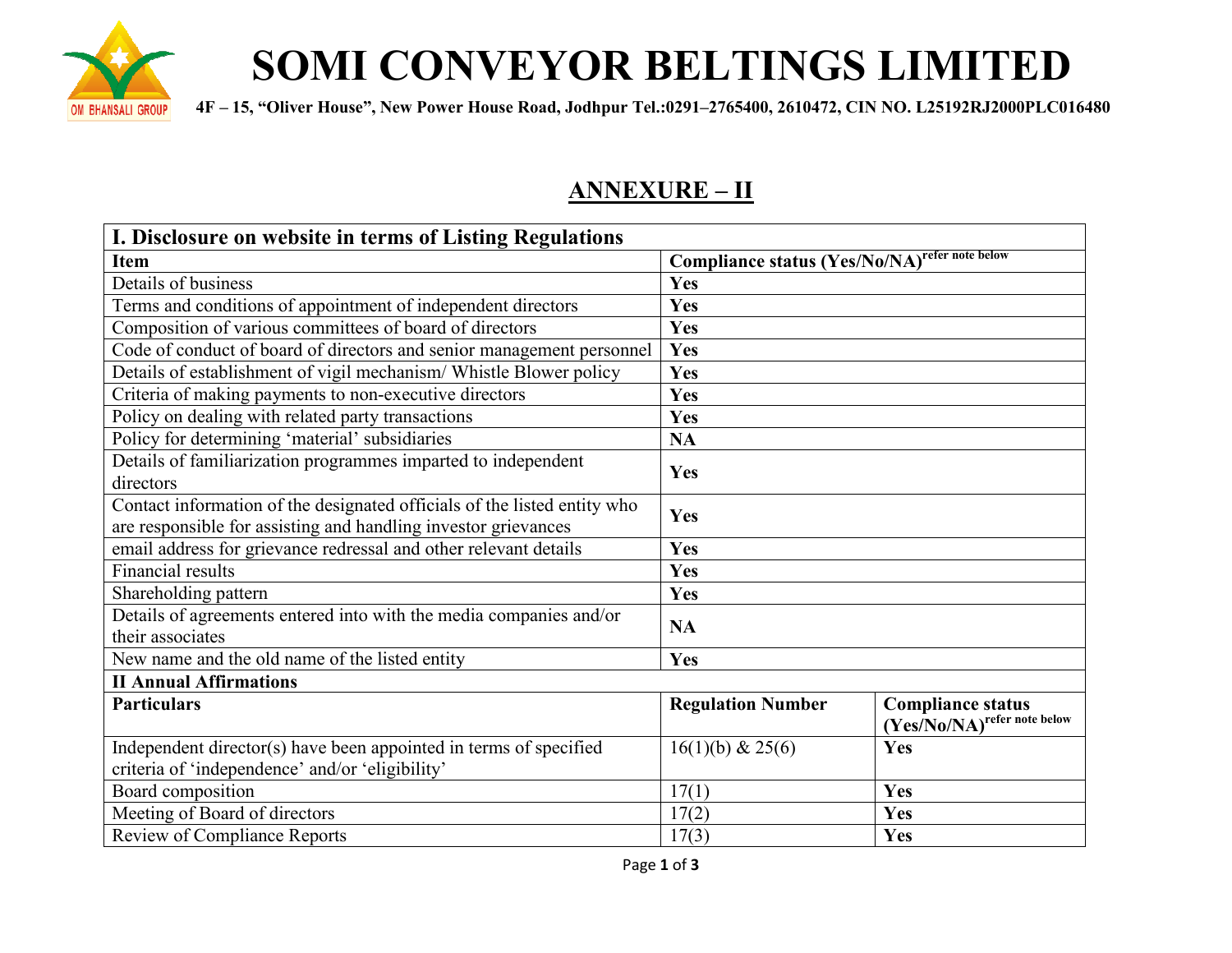# SOMI CONVEYOR BELTINGS LIMITED

**4F – 15, "Oliver House", New Power House Road, Jodhpur Tel.:0291–2765400, 2610472, CIN NO. L25192RJ2000PLC016480**

## ANNEXURE – II

| **I. Disclosure on website in terms of Listing Regulations** | | |
|---|---|---|
| **Item** | **Compliance status (Yes/No/NA)** refer note below | |
| Details of business | **Yes** | |
| Terms and conditions of appointment of independent directors | **Yes** | |
| Composition of various committees of board of directors | **Yes** | |
| Code of conduct of board of directors and senior management personnel | **Yes** | |
| Details of establishment of vigil mechanism/ Whistle Blower policy | **Yes** | |
| Criteria of making payments to non-executive directors | **Yes** | |
| Policy on dealing with related party transactions | **Yes** | |
| Policy for determining 'material' subsidiaries | **NA** | |
| Details of familiarization programmes imparted to independent directors | **Yes** | |
| Contact information of the designated officials of the listed entity who are responsible for assisting and handling investor grievances | **Yes** | |
| email address for grievance redressal and other relevant details | **Yes** | |
| Financial results | **Yes** | |
| Shareholding pattern | **Yes** | |
| Details of agreements entered into with the media companies and/or their associates | **NA** | |
| New name and the old name of the listed entity | **Yes** | |
| **II Annual Affirmations** | | |
| **Particulars** | **Regulation Number** | **Compliance status (Yes/No/NA)** refer note below |
| Independent director(s) have been appointed in terms of specified criteria of 'independence' and/or 'eligibility' | 16(1)(b) & 25(6) | **Yes** |
| Board composition | 17(1) | **Yes** |
| Meeting of Board of directors | 17(2) | **Yes** |
| Review of Compliance Reports | 17(3) | **Yes** |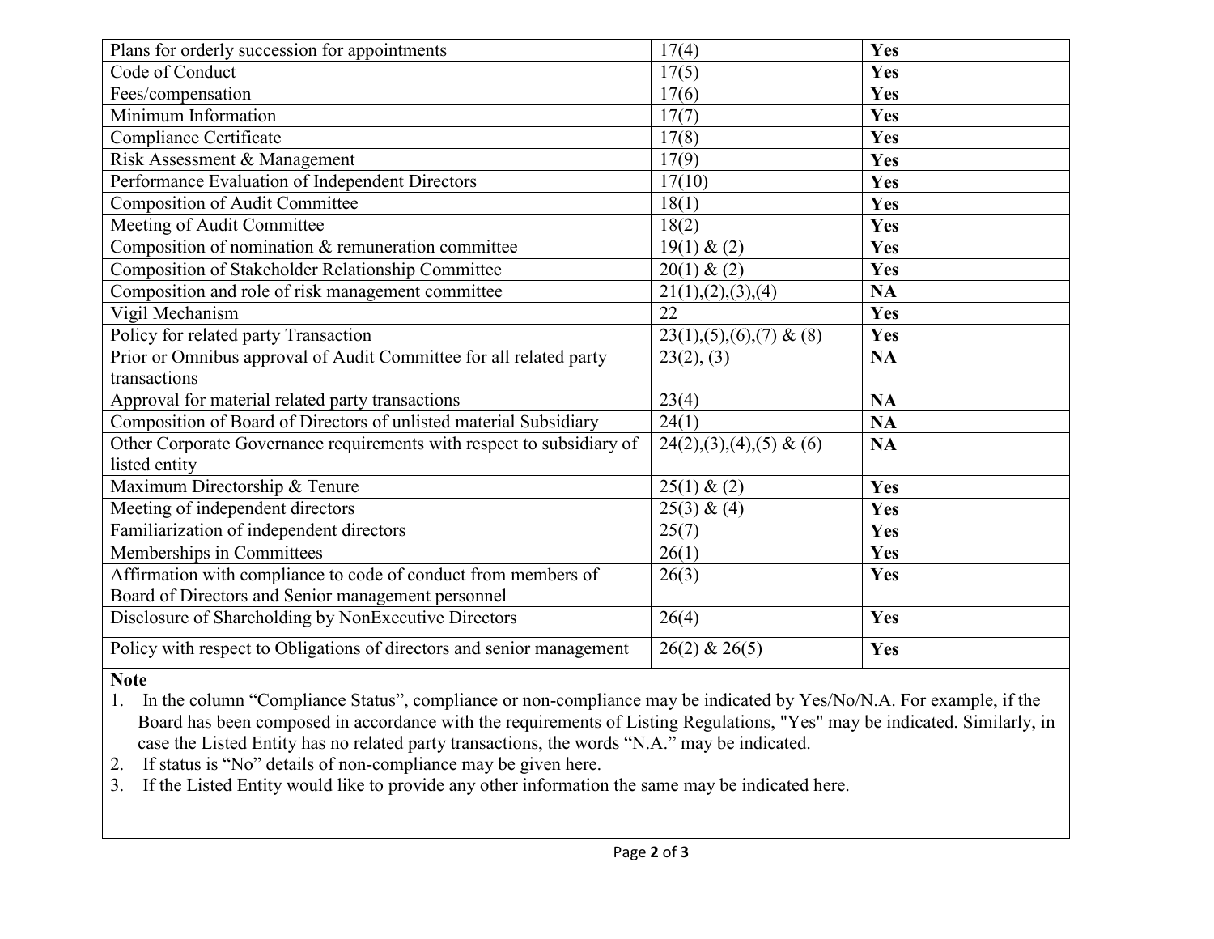| | | |
|---|---|---|
| Plans for orderly succession for appointments | 17(4) | **Yes** |
| Code of Conduct | 17(5) | **Yes** |
| Fees/compensation | 17(6) | **Yes** |
| Minimum Information | 17(7) | **Yes** |
| Compliance Certificate | 17(8) | **Yes** |
| Risk Assessment & Management | 17(9) | **Yes** |
| Performance Evaluation of Independent Directors | 17(10) | **Yes** |
| Composition of Audit Committee | 18(1) | **Yes** |
| Meeting of Audit Committee | 18(2) | **Yes** |
| Composition of nomination & remuneration committee | 19(1) & (2) | **Yes** |
| Composition of Stakeholder Relationship Committee | 20(1) & (2) | **Yes** |
| Composition and role of risk management committee | 21(1),(2),(3),(4) | **NA** |
| Vigil Mechanism | 22 | **Yes** |
| Policy for related party Transaction | 23(1),(5),(6),(7) & (8) | **Yes** |
| Prior or Omnibus approval of Audit Committee for all related party transactions | 23(2), (3) | **NA** |
| Approval for material related party transactions | 23(4) | **NA** |
| Composition of Board of Directors of unlisted material Subsidiary | 24(1) | **NA** |
| Other Corporate Governance requirements with respect to subsidiary of listed entity | 24(2),(3),(4),(5) & (6) | **NA** |
| Maximum Directorship & Tenure | 25(1) & (2) | **Yes** |
| Meeting of independent directors | 25(3) & (4) | **Yes** |
| Familiarization of independent directors | 25(7) | **Yes** |
| Memberships in Committees | 26(1) | **Yes** |
| Affirmation with compliance to code of conduct from members of Board of Directors and Senior management personnel | 26(3) | **Yes** |
| Disclosure of Shareholding by NonExecutive Directors | 26(4) | **Yes** |
| Policy with respect to Obligations of directors and senior management | 26(2) & 26(5) | **Yes** |

**Note**

1. In the column "Compliance Status", compliance or non-compliance may be indicated by Yes/No/N.A. For example, if the Board has been composed in accordance with the requirements of Listing Regulations, "Yes" may be indicated. Similarly, in case the Listed Entity has no related party transactions, the words "N.A." may be indicated.
2. If status is "No" details of non-compliance may be given here.
3. If the Listed Entity would like to provide any other information the same may be indicated here.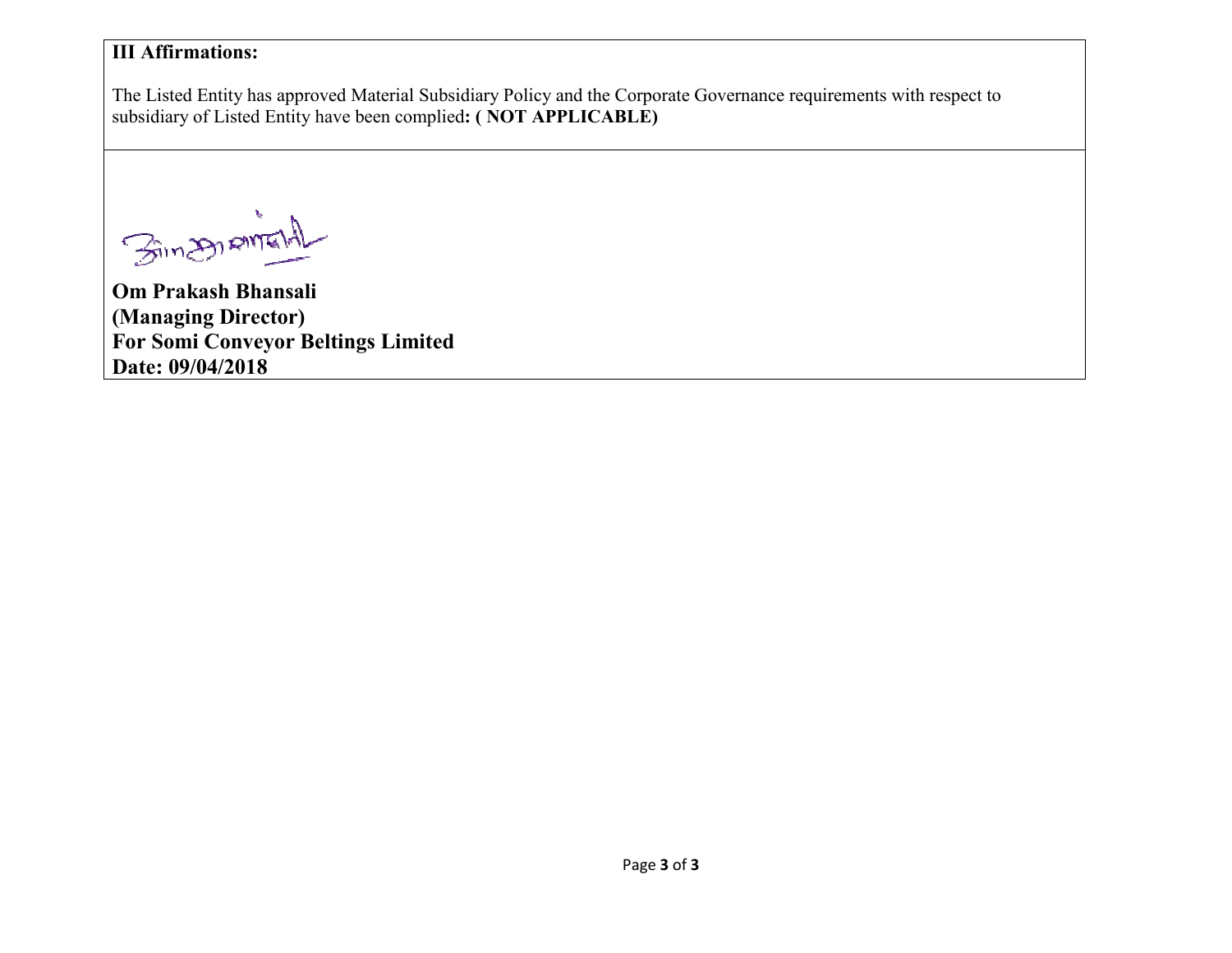**III Affirmations:**

The Listed Entity has approved Material Subsidiary Policy and the Corporate Governance requirements with respect to subsidiary of Listed Entity have been complied**: ( NOT APPLICABLE)**

**Om Prakash Bhansali**
**(Managing Director)**
**For Somi Conveyor Beltings Limited**
**Date: 09/04/2018**